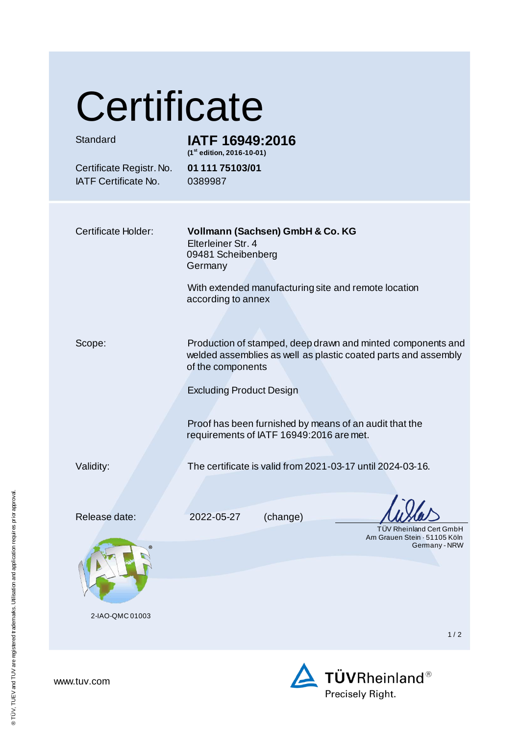# Certificate

| | |
|---|---|
| Standard | **IATF 16949:2016** **(1st edition, 2016-10-01)** |
| Certificate Registr. No. | **01 111 75103/01** |
| IATF Certificate No. | 0389987 |

| | |
|---|---|
| Certificate Holder: | **Vollmann (Sachsen) GmbH & Co. KG** Elterleiner Str. 4 09481 Scheibenberg Germany With extended manufacturing site and remote location according to annex |
| Scope: | Production of stamped, deep drawn and minted components and welded assemblies as well as plastic coated parts and assembly of the components Excluding Product Design Proof has been furnished by means of an audit that the requirements of IATF 16949:2016 are met. |
| Validity: | The certificate is valid from 2021-03-17 until 2024-03-16. |
| Release date: | 2022-05-27 (change) |

TÜV Rheinland Cert GmbH
Am Grauen Stein · 51105 Köln
Germany - NRW

2-IAO-QMC 01003

www.tuv.com

TÜVRheinland®
Precisely Right.

® TÜV, TUEV and TUV are registered trademarks. Utilisation and application requires prior approval.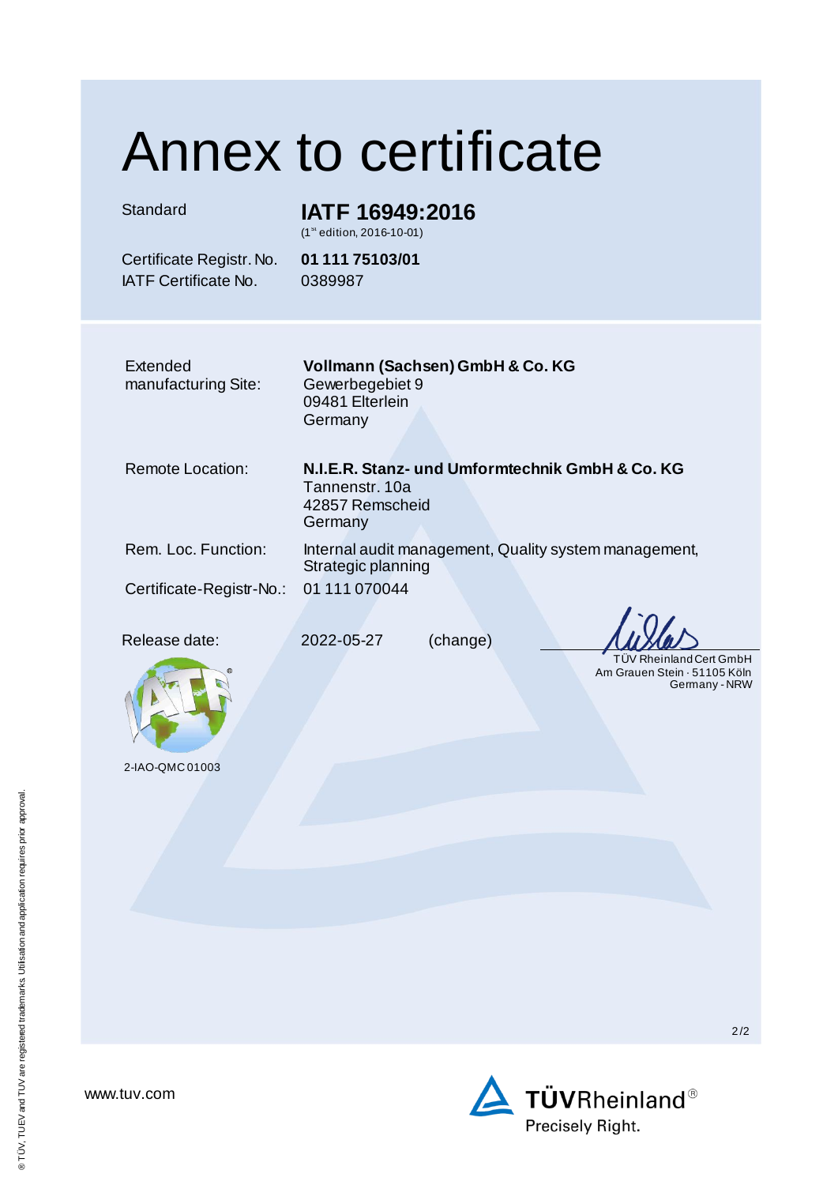# Annex to certificate

Standard **IATF 16949:2016**
(1st edition, 2016-10-01)

Certificate Registr. No. **01 111 75103/01**
IATF Certificate No. 0389987

| | |
|---|---|
| Extended manufacturing Site: | **Vollmann (Sachsen) GmbH & Co. KG**<br>Gewerbegebiet 9<br>09481 Elterlein<br>Germany |
| Remote Location: | **N.I.E.R. Stanz- und Umformtechnik GmbH & Co. KG**<br>Tannenstr. 10a<br>42857 Remscheid<br>Germany |
| Rem. Loc. Function: | Internal audit management, Quality system management, Strategic planning |
| Certificate-Registr-No.: | 01 111 070044 |

Release date: 2022-05-27 (change)

TÜV Rheinland Cert GmbH
Am Grauen Stein · 51105 Köln
Germany - NRW

2-IAO-QMC 01003

www.tuv.com

TÜVRheinland®
Precisely Right.

® TÜV, TUEV and TUV are registered trademarks. Utilisation and application requires prior approval.